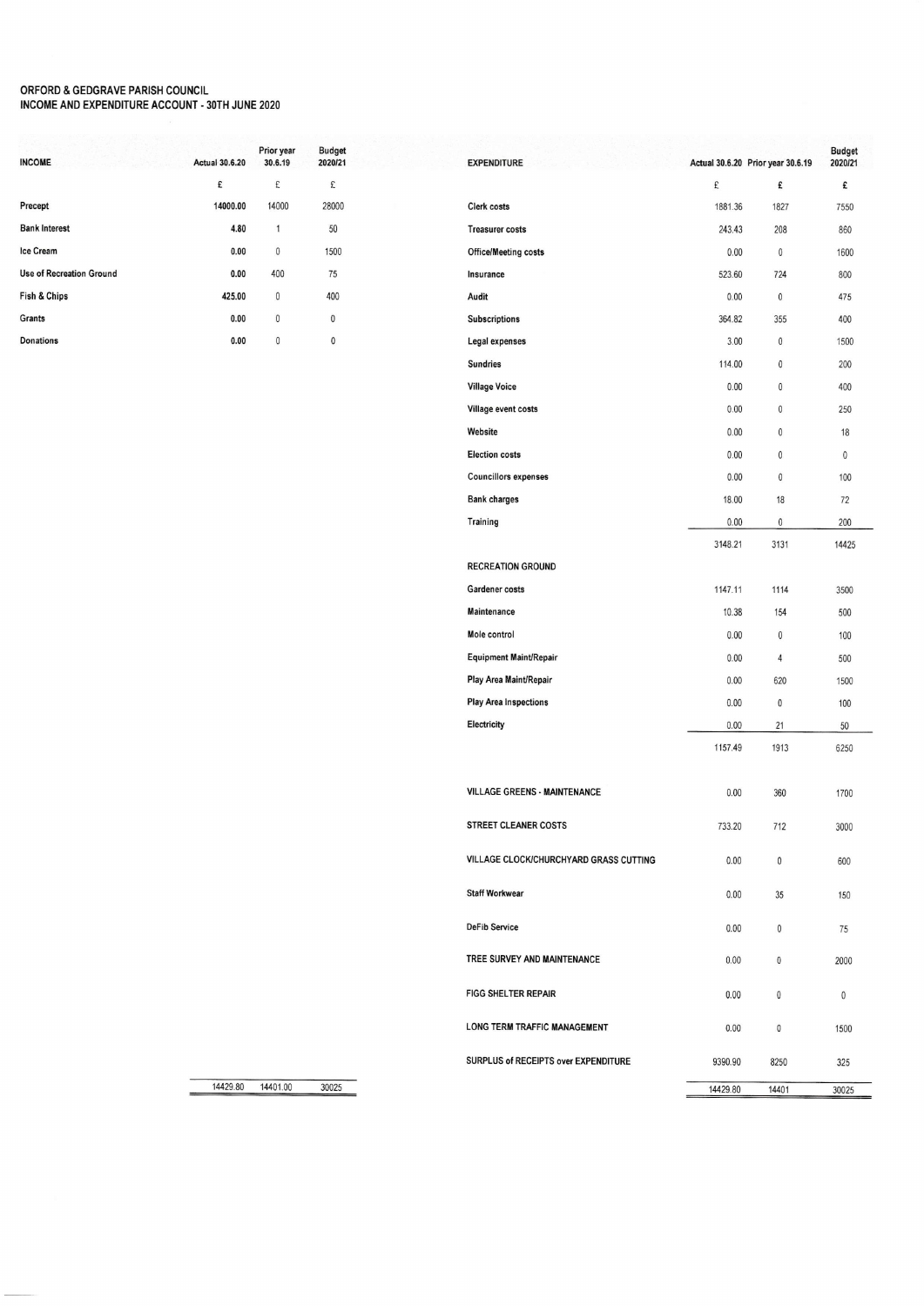# ORFORD & GEDGRAVE PARISH COUNCIL
## INCOME AND EXPENDITURE ACCOUNT - 30TH JUNE 2020

| INCOME | Actual 30.6.20 | Prior year 30.6.19 | Budget 2020/21 |
|---|---|---|---|
| | £ | £ | £ |
| Precept | 14000.00 | 14000 | 28000 |
| Bank Interest | 4.80 | 1 | 50 |
| Ice Cream | 0.00 | 0 | 1500 |
| Use of Recreation Ground | 0.00 | 400 | 75 |
| Fish & Chips | 425.00 | 0 | 400 |
| Grants | 0.00 | 0 | 0 |
| Donations | 0.00 | 0 | 0 |
| | 14429.80 | 14401.00 | 30025 |

| EXPENDITURE | Actual 30.6.20 | Prior year 30.6.19 | Budget 2020/21 |
|---|---|---|---|
| | £ | £ | £ |
| Clerk costs | 1881.36 | 1827 | 7550 |
| Treasurer costs | 243.43 | 208 | 860 |
| Office/Meeting costs | 0.00 | 0 | 1600 |
| Insurance | 523.60 | 724 | 800 |
| Audit | 0.00 | 0 | 475 |
| Subscriptions | 364.82 | 355 | 400 |
| Legal expenses | 3.00 | 0 | 1500 |
| Sundries | 114.00 | 0 | 200 |
| Village Voice | 0.00 | 0 | 400 |
| Village event costs | 0.00 | 0 | 250 |
| Website | 0.00 | 0 | 18 |
| Election costs | 0.00 | 0 | 0 |
| Councillors expenses | 0.00 | 0 | 100 |
| Bank charges | 18.00 | 18 | 72 |
| Training | 0.00 | 0 | 200 |
| | 3148.21 | 3131 | 14425 |
| RECREATION GROUND | | | |
| Gardener costs | 1147.11 | 1114 | 3500 |
| Maintenance | 10.38 | 154 | 500 |
| Mole control | 0.00 | 0 | 100 |
| Equipment Maint/Repair | 0.00 | 4 | 500 |
| Play Area Maint/Repair | 0.00 | 620 | 1500 |
| Play Area Inspections | 0.00 | 0 | 100 |
| Electricity | 0.00 | 21 | 50 |
| | 1157.49 | 1913 | 6250 |
| VILLAGE GREENS - MAINTENANCE | 0.00 | 360 | 1700 |
| STREET CLEANER COSTS | 733.20 | 712 | 3000 |
| VILLAGE CLOCK/CHURCHYARD GRASS CUTTING | 0.00 | 0 | 600 |
| Staff Workwear | 0.00 | 35 | 150 |
| DeFib Service | 0.00 | 0 | 75 |
| TREE SURVEY AND MAINTENANCE | 0.00 | 0 | 2000 |
| FIGG SHELTER REPAIR | 0.00 | 0 | 0 |
| LONG TERM TRAFFIC MANAGEMENT | 0.00 | 0 | 1500 |
| SURPLUS of RECEIPTS over EXPENDITURE | 9390.90 | 8250 | 325 |
| | 14429.80 | 14401 | 30025 |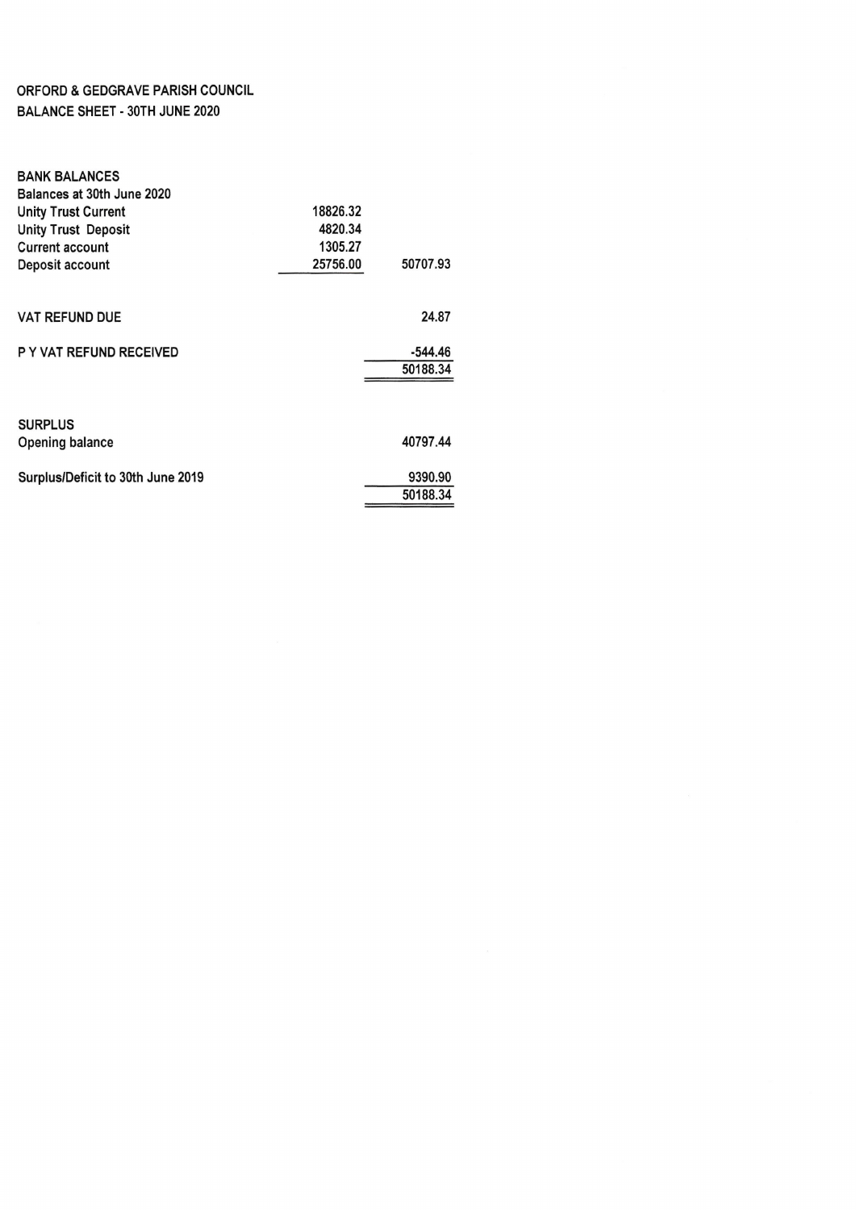**ORFORD & GEDGRAVE PARISH COUNCIL**
**BALANCE SHEET - 30TH JUNE 2020**

| | | |
|---|---|---|
| **BANK BALANCES** | | |
| Balances at 30th June 2020 | | |
| Unity Trust Current | 18826.32 | |
| Unity Trust Deposit | 4820.34 | |
| Current account | 1305.27 | |
| Deposit account | 25756.00 | 50707.93 |
| | | |
| VAT REFUND DUE | | 24.87 |
| | | |
| P Y VAT REFUND RECEIVED | | -544.46 |
| | | 50188.34 |
| | | |
| **SURPLUS** | | |
| Opening balance | | 40797.44 |
| | | |
| Surplus/Deficit to 30th June 2019 | | 9390.90 |
| | | 50188.34 |